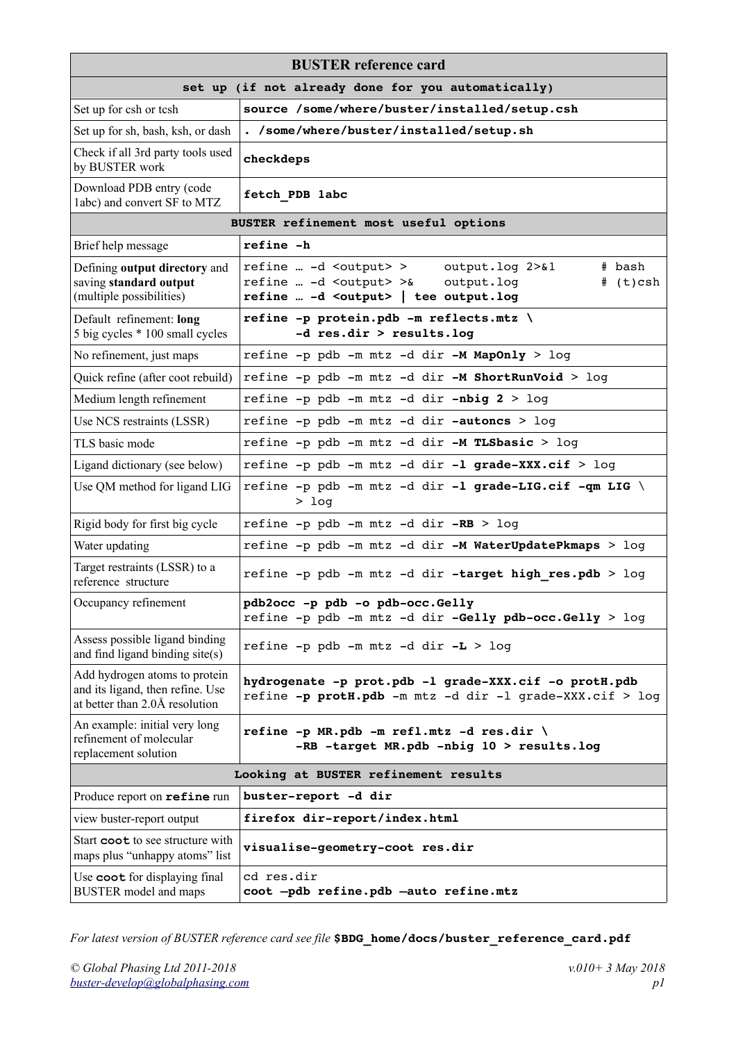# BUSTER reference card

| **set up (if not already done for you automatically)** | |
|---|---|
| Set up for csh or tcsh | **`source /some/where/buster/installed/setup.csh`** |
| Set up for sh, bash, ksh, or dash | **`. /some/where/buster/installed/setup.sh`** |
| Check if all 3rd party tools used by BUSTER work | **`checkdeps`** |
| Download PDB entry (code 1abc) and convert SF to MTZ | **`fetch_PDB 1abc`** |
| **BUSTER refinement most useful options** | |
| Brief help message | **`refine -h`** |
| Defining **output directory** and saving **standard output** (multiple possibilities) | `refine … -d <output> > output.log 2>&1 # bash`<br>`refine … -d <output> >& output.log # (t)csh`<br>**`refine … -d <output> \| tee output.log`** |
| Default refinement: **long** 5 big cycles * 100 small cycles | **`refine -p protein.pdb -m reflects.mtz \`**<br>**`-d res.dir > results.log`** |
| No refinement, just maps | `refine -p pdb -m mtz -d dir` **`-M MapOnly`** `> log` |
| Quick refine (after coot rebuild) | `refine -p pdb -m mtz -d dir` **`-M ShortRunVoid`** `> log` |
| Medium length refinement | `refine -p pdb -m mtz -d dir` **`-nbig 2`** `> log` |
| Use NCS restraints (LSSR) | `refine -p pdb -m mtz -d dir` **`-autoncs`** `> log` |
| TLS basic mode | `refine -p pdb -m mtz -d dir` **`-M TLSbasic`** `> log` |
| Ligand dictionary (see below) | `refine -p pdb -m mtz -d dir` **`-l grade-XXX.cif`** `> log` |
| Use QM method for ligand LIG | `refine -p pdb -m mtz -d dir` **`-l grade-LIG.cif -qm LIG`** `\`<br>`> log` |
| Rigid body for first big cycle | `refine -p pdb -m mtz -d dir` **`-RB`** `> log` |
| Water updating | `refine -p pdb -m mtz -d dir` **`-M WaterUpdatePkmaps`** `> log` |
| Target restraints (LSSR) to a reference structure | `refine -p pdb -m mtz -d dir` **`-target high_res.pdb`** `> log` |
| Occupancy refinement | **`pdb2occ -p pdb -o pdb-occ.Gelly`**<br>`refine -p pdb -m mtz -d dir` **`-Gelly pdb-occ.Gelly`** `> log` |
| Assess possible ligand binding and find ligand binding site(s) | `refine -p pdb -m mtz -d dir` **`-L`** `> log` |
| Add hydrogen atoms to protein and its ligand, then refine. Use at better than 2.0Å resolution | **`hydrogenate -p prot.pdb -l grade-XXX.cif -o protH.pdb`**<br>`refine` **`-p protH.pdb`** `-m mtz -d dir -l grade-XXX.cif > log` |
| An example: initial very long refinement of molecular replacement solution | **`refine -p MR.pdb -m refl.mtz -d res.dir \`**<br>**`-RB -target MR.pdb -nbig 10 > results.log`** |
| **Looking at BUSTER refinement results** | |
| Produce report on **`refine`** run | **`buster-report -d dir`** |
| view buster-report output | **`firefox dir-report/index.html`** |
| Start **`coot`** to see structure with maps plus "unhappy atoms" list | **`visualise-geometry-coot res.dir`** |
| Use **`coot`** for displaying final BUSTER model and maps | `cd res.dir`<br>**`coot –pdb refine.pdb –auto refine.mtz`** |

*For latest version of BUSTER reference card see file* **`$BDG_home/docs/buster_reference_card.pdf`**

*© Global Phasing Ltd 2011-2018*
*buster-develop@globalphasing.com*

*v.010+ 3 May 2018*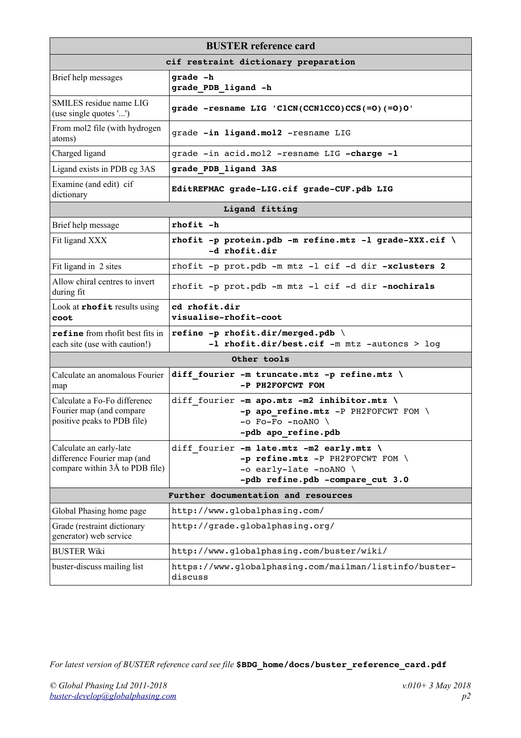| BUSTER reference card | |
|---|---|
| **cif restraint dictionary preparation** | |
| Brief help messages | **grade -h**<br>**grade_PDB_ligand -h** |
| SMILES residue name LIG (use single quotes '...') | **grade -resname LIG 'C1CN(CCN1CCO)CCS(=O)(=O)O'** |
| From mol2 file (with hydrogen atoms) | grade **-in ligand.mol2** -resname LIG |
| Charged ligand | grade -in acid.mol2 -resname LIG **-charge -1** |
| Ligand exists in PDB eg 3AS | **grade_PDB_ligand 3AS** |
| Examine (and edit) cif dictionary | **EditREFMAC grade-LIG.cif grade-CUF.pdb LIG** |
| **Ligand fitting** | |
| Brief help message | **rhofit -h** |
| Fit ligand XXX | **rhofit -p protein.pdb -m refine.mtz -l grade-XXX.cif \\**<br>**-d rhofit.dir** |
| Fit ligand in 2 sites | rhofit -p prot.pdb -m mtz -l cif -d dir **-xclusters 2** |
| Allow chiral centres to invert during fit | rhofit -p prot.pdb -m mtz -l cif -d dir **-nochirals** |
| Look at **rhofit** results using **coot** | **cd rhofit.dir**<br>**visualise-rhofit-coot** |
| **refine** from rhofit best fits in each site (use with caution!) | **refine -p rhofit.dir/merged.pdb \\**<br>**-l rhofit.dir/best.cif** -m mtz -autoncs > log |
| **Other tools** | |
| Calculate an anomalous Fourier map | **diff_fourier -m truncate.mtz -p refine.mtz \\**<br>**-P PH2FOFCWT FOM** |
| Calculate a Fo-Fo differenec Fourier map (and compare positive peaks to PDB file) | diff_fourier **-m apo.mtz -m2 inhibitor.mtz \\**<br>**-p apo_refine.mtz** -P PH2FOFCWT FOM \\<br>-o Fo-Fo -noANO \\<br>**-pdb apo_refine.pdb** |
| Calculate an early-late difference Fourier map (and compare within 3Å to PDB file) | diff_fourier **-m late.mtz -m2 early.mtz \\**<br>**-p refine.mtz** -P PH2FOFCWT FOM \\<br>-o early-late -noANO \\<br>**-pdb refine.pdb -compare_cut 3.0** |
| **Further documentation and resources** | |
| Global Phasing home page | http://www.globalphasing.com/ |
| Grade (restraint dictionary generator) web service | http://grade.globalphasing.org/ |
| BUSTER Wiki | http://www.globalphasing.com/buster/wiki/ |
| buster-discuss mailing list | https://www.globalphasing.com/mailman/listinfo/buster-discuss |

*For latest version of BUSTER reference card see file* **$BDG_home/docs/buster_reference_card.pdf**

*© Global Phasing Ltd 2011-2018*
*buster-develop@globalphasing.com*

*v.010+ 3 May 2018*